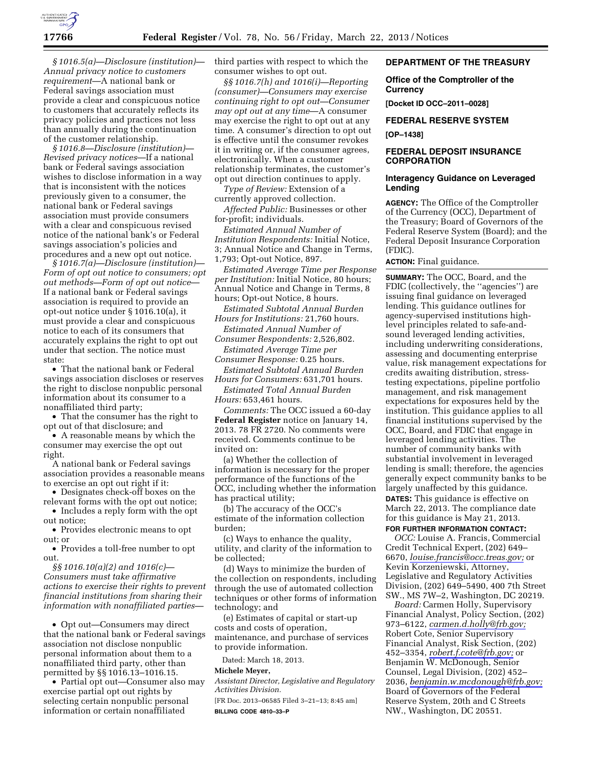*§ 1016.5(a)—Disclosure (institution)—Annual privacy notice to customers requirement*—A national bank or Federal savings association must provide a clear and conspicuous notice to customers that accurately reflects its privacy policies and practices not less than annually during the continuation of the customer relationship.

*§ 1016.8—Disclosure (institution)—Revised privacy notices*—If a national bank or Federal savings association wishes to disclose information in a way that is inconsistent with the notices previously given to a consumer, the national bank or Federal savings association must provide consumers with a clear and conspicuous revised notice of the national bank's or Federal savings association's policies and procedures and a new opt out notice.

*§ 1016.7(a)—Disclosure (institution)—Form of opt out notice to consumers; opt out methods—Form of opt out notice*—If a national bank or Federal savings association is required to provide an opt-out notice under § 1016.10(a), it must provide a clear and conspicuous notice to each of its consumers that accurately explains the right to opt out under that section. The notice must state:

• That the national bank or Federal savings association discloses or reserves the right to disclose nonpublic personal information about its consumer to a nonaffiliated third party;

• That the consumer has the right to opt out of that disclosure; and

• A reasonable means by which the consumer may exercise the opt out right.

A national bank or Federal savings association provides a reasonable means to exercise an opt out right if it:

• Designates check-off boxes on the relevant forms with the opt out notice;

• Includes a reply form with the opt out notice;

• Provides electronic means to opt out; or

• Provides a toll-free number to opt out.

*§§ 1016.10(a)(2) and 1016(c)—Consumers must take affirmative actions to exercise their rights to prevent financial institutions from sharing their information with nonaffiliated parties*—

• Opt out—Consumers may direct that the national bank or Federal savings association not disclose nonpublic personal information about them to a nonaffiliated third party, other than permitted by §§ 1016.13–1016.15.

• Partial opt out—Consumer also may exercise partial opt out rights by selecting certain nonpublic personal information or certain nonaffiliated third parties with respect to which the consumer wishes to opt out.

*§§ 1016.7(h) and 1016(i)—Reporting (consumer)—Consumers may exercise continuing right to opt out—Consumer may opt out at any time*—A consumer may exercise the right to opt out at any time. A consumer's direction to opt out is effective until the consumer revokes it in writing or, if the consumer agrees, electronically. When a customer relationship terminates, the customer's opt out direction continues to apply.

*Type of Review:* Extension of a currently approved collection.

*Affected Public:* Businesses or other for-profit; individuals.

*Estimated Annual Number of Institution Respondents:* Initial Notice, 3; Annual Notice and Change in Terms, 1,793; Opt-out Notice, 897.

*Estimated Average Time per Response per Institution:* Initial Notice, 80 hours; Annual Notice and Change in Terms, 8 hours; Opt-out Notice, 8 hours.

*Estimated Subtotal Annual Burden Hours for Institutions:* 21,760 hours.

*Estimated Annual Number of Consumer Respondents:* 2,526,802.

*Estimated Average Time per Consumer Response:* 0.25 hours.

*Estimated Subtotal Annual Burden Hours for Consumers:* 631,701 hours.

*Estimated Total Annual Burden Hours:* 653,461 hours.

*Comments:* The OCC issued a 60-day **Federal Register** notice on January 14, 2013. 78 FR 2720. No comments were received. Comments continue to be invited on:

(a) Whether the collection of information is necessary for the proper performance of the functions of the OCC, including whether the information has practical utility;

(b) The accuracy of the OCC's estimate of the information collection burden;

(c) Ways to enhance the quality, utility, and clarity of the information to be collected;

(d) Ways to minimize the burden of the collection on respondents, including through the use of automated collection techniques or other forms of information technology; and

(e) Estimates of capital or start-up costs and costs of operation, maintenance, and purchase of services to provide information.

Dated: March 18, 2013.

**Michele Meyer,**

*Assistant Director, Legislative and Regulatory Activities Division.*

[FR Doc. 2013–06585 Filed 3–21–13; 8:45 am]

**BILLING CODE 4810–33–P**

## DEPARTMENT OF THE TREASURY

### Office of the Comptroller of the Currency

**[Docket ID OCC–2011–0028]**

## FEDERAL RESERVE SYSTEM

**[OP–1438]**

## FEDERAL DEPOSIT INSURANCE CORPORATION

### Interagency Guidance on Leveraged Lending

**AGENCY:** The Office of the Comptroller of the Currency (OCC), Department of the Treasury; Board of Governors of the Federal Reserve System (Board); and the Federal Deposit Insurance Corporation (FDIC).

**ACTION:** Final guidance.

**SUMMARY:** The OCC, Board, and the FDIC (collectively, the "agencies") are issuing final guidance on leveraged lending. This guidance outlines for agency-supervised institutions high-level principles related to safe-and-sound leveraged lending activities, including underwriting considerations, assessing and documenting enterprise value, risk management expectations for credits awaiting distribution, stress-testing expectations, pipeline portfolio management, and risk management expectations for exposures held by the institution. This guidance applies to all financial institutions supervised by the OCC, Board, and FDIC that engage in leveraged lending activities. The number of community banks with substantial involvement in leveraged lending is small; therefore, the agencies generally expect community banks to be largely unaffected by this guidance.

**DATES:** This guidance is effective on March 22, 2013. The compliance date for this guidance is May 21, 2013.

**FOR FURTHER INFORMATION CONTACT:**

*OCC:* Louise A. Francis, Commercial Credit Technical Expert, (202) 649–6670, *louise.francis@occ.treas.gov;* or Kevin Korzeniewski, Attorney, Legislative and Regulatory Activities Division, (202) 649–5490, 400 7th Street SW., MS 7W–2, Washington, DC 20219.

*Board:* Carmen Holly, Supervisory Financial Analyst, Policy Section, (202) 973–6122, *carmen.d.holly@frb.gov;* Robert Cote, Senior Supervisory Financial Analyst, Risk Section, (202) 452–3354, *robert.f.cote@frb.gov;* or Benjamin W. McDonough, Senior Counsel, Legal Division, (202) 452–2036, *benjamin.w.mcdonough@frb.gov;* Board of Governors of the Federal Reserve System, 20th and C Streets NW., Washington, DC 20551.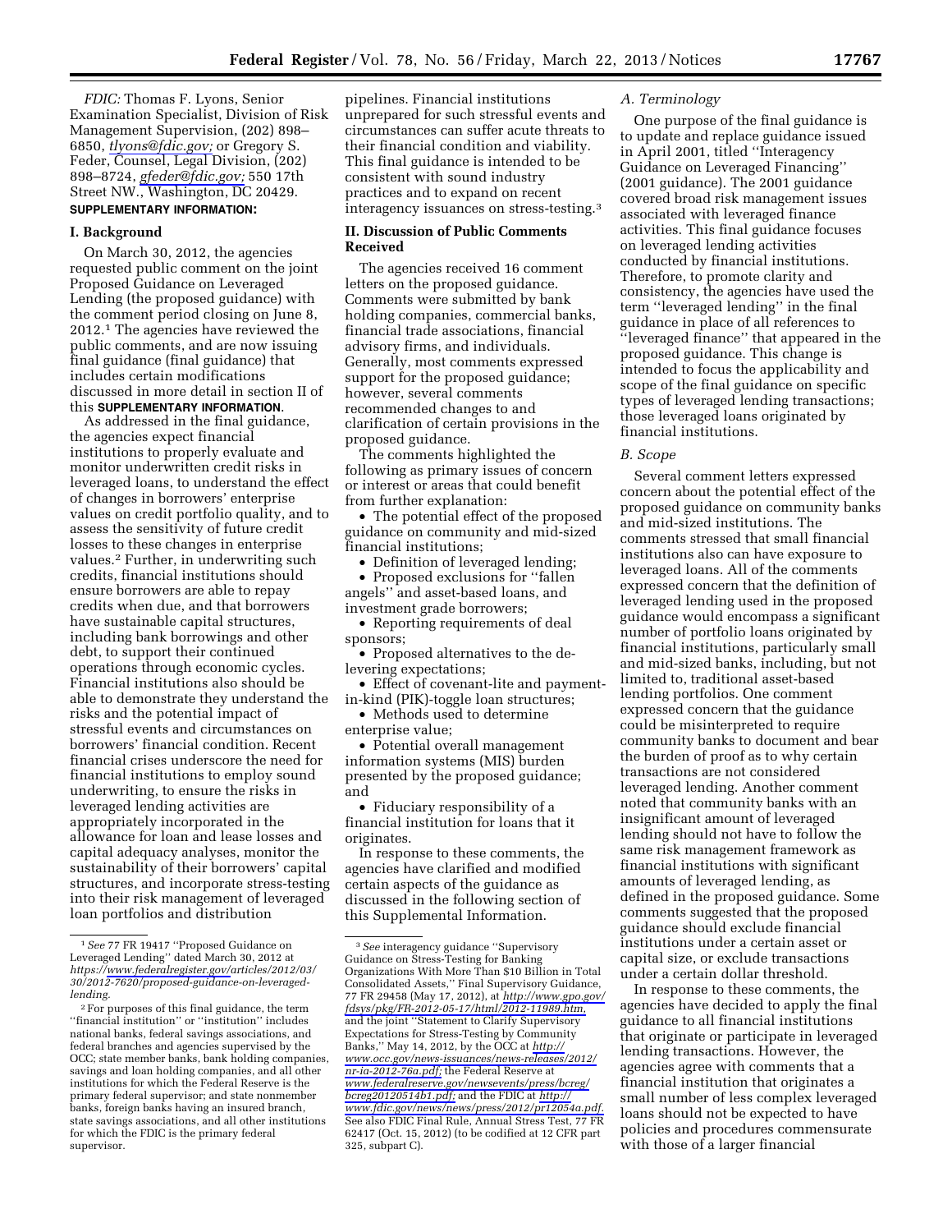*FDIC:* Thomas F. Lyons, Senior Examination Specialist, Division of Risk Management Supervision, (202) 898–6850, *tlyons@fdic.gov;* or Gregory S. Feder, Counsel, Legal Division, (202) 898–8724, *gfeder@fdic.gov;* 550 17th Street NW., Washington, DC 20429.

**SUPPLEMENTARY INFORMATION:**

## I. Background

On March 30, 2012, the agencies requested public comment on the joint Proposed Guidance on Leveraged Lending (the proposed guidance) with the comment period closing on June 8, 2012.[1] The agencies have reviewed the public comments, and are now issuing final guidance (final guidance) that includes certain modifications discussed in more detail in section II of this **SUPPLEMENTARY INFORMATION**.

As addressed in the final guidance, the agencies expect financial institutions to properly evaluate and monitor underwritten credit risks in leveraged loans, to understand the effect of changes in borrowers' enterprise values on credit portfolio quality, and to assess the sensitivity of future credit losses to these changes in enterprise values.[2] Further, in underwriting such credits, financial institutions should ensure borrowers are able to repay credits when due, and that borrowers have sustainable capital structures, including bank borrowings and other debt, to support their continued operations through economic cycles. Financial institutions also should be able to demonstrate they understand the risks and the potential impact of stressful events and circumstances on borrowers' financial condition. Recent financial crises underscore the need for financial institutions to employ sound underwriting, to ensure the risks in leveraged lending activities are appropriately incorporated in the allowance for loan and lease losses and capital adequacy analyses, monitor the sustainability of their borrowers' capital structures, and incorporate stress-testing into their risk management of leveraged loan portfolios and distribution pipelines. Financial institutions unprepared for such stressful events and circumstances can suffer acute threats to their financial condition and viability. This final guidance is intended to be consistent with sound industry practices and to expand on recent interagency issuances on stress-testing.[3]

## II. Discussion of Public Comments Received

The agencies received 16 comment letters on the proposed guidance. Comments were submitted by bank holding companies, commercial banks, financial trade associations, financial advisory firms, and individuals. Generally, most comments expressed support for the proposed guidance; however, several comments recommended changes to and clarification of certain provisions in the proposed guidance.

The comments highlighted the following as primary issues of concern or interest or areas that could benefit from further explanation:

- The potential effect of the proposed guidance on community and mid-sized financial institutions;
- Definition of leveraged lending;
- Proposed exclusions for "fallen angels" and asset-based loans, and investment grade borrowers;
- Reporting requirements of deal sponsors;
- Proposed alternatives to the de-levering expectations;
- Effect of covenant-lite and payment-in-kind (PIK)-toggle loan structures;
- Methods used to determine enterprise value;
- Potential overall management information systems (MIS) burden presented by the proposed guidance; and
- Fiduciary responsibility of a financial institution for loans that it originates.

In response to these comments, the agencies have clarified and modified certain aspects of the guidance as discussed in the following section of this Supplemental Information.

### *A. Terminology*

One purpose of the final guidance is to update and replace guidance issued in April 2001, titled "Interagency Guidance on Leveraged Financing" (2001 guidance). The 2001 guidance covered broad risk management issues associated with leveraged finance activities. This final guidance focuses on leveraged lending activities conducted by financial institutions. Therefore, to promote clarity and consistency, the agencies have used the term "leveraged lending" in the final guidance in place of all references to "leveraged finance" that appeared in the proposed guidance. This change is intended to focus the applicability and scope of the final guidance on specific types of leveraged lending transactions; those leveraged loans originated by financial institutions.

### *B. Scope*

Several comment letters expressed concern about the potential effect of the proposed guidance on community banks and mid-sized institutions. The comments stressed that small financial institutions also can have exposure to leveraged loans. All of the comments expressed concern that the definition of leveraged lending used in the proposed guidance would encompass a significant number of portfolio loans originated by financial institutions, particularly small and mid-sized banks, including, but not limited to, traditional asset-based lending portfolios. One comment expressed concern that the guidance could be misinterpreted to require community banks to document and bear the burden of proof as to why certain transactions are not considered leveraged lending. Another comment noted that community banks with an insignificant amount of leveraged lending should not have to follow the same risk management framework as financial institutions with significant amounts of leveraged lending, as defined in the proposed guidance. Some comments suggested that the proposed guidance should exclude financial institutions under a certain asset or capital size, or exclude transactions under a certain dollar threshold.

In response to these comments, the agencies have decided to apply the final guidance to all financial institutions that originate or participate in leveraged lending transactions. However, the agencies agree with comments that a financial institution that originates a small number of less complex leveraged loans should not be expected to have policies and procedures commensurate with those of a larger financial

---

[1] *See* 77 FR 19417 "Proposed Guidance on Leveraged Lending" dated March 30, 2012 at *https://www.federalregister.gov/articles/2012/03/30/2012-7620/proposed-guidance-on-leveraged-lending.*

[2] For purposes of this final guidance, the term "financial institution" or "institution" includes national banks, federal savings associations, and federal branches and agencies supervised by the OCC; state member banks, bank holding companies, savings and loan holding companies, and all other institutions for which the Federal Reserve is the primary federal supervisor; and state nonmember banks, foreign banks having an insured branch, state savings associations, and all other institutions for which the FDIC is the primary federal supervisor.

[3] *See* interagency guidance "Supervisory Guidance on Stress-Testing for Banking Organizations With More Than $10 Billion in Total Consolidated Assets," Final Supervisory Guidance, 77 FR 29458 (May 17, 2012), at *http://www.gpo.gov/fdsys/pkg/FR-2012-05-17/html/2012-11989.htm,* and the joint "Statement to Clarify Supervisory Expectations for Stress-Testing by Community Banks," May 14, 2012, by the OCC at *http://www.occ.gov/news-issuances/news-releases/2012/nr-ia-2012-76a.pdf;* the Federal Reserve at *www.federalreserve.gov/newsevents/press/bcreg/bcreg20120514b1.pdf;* and the FDIC at *http://www.fdic.gov/news/news/press/2012/pr12054a.pdf.* See also FDIC Final Rule, Annual Stress Test, 77 FR 62417 (Oct. 15, 2012) (to be codified at 12 CFR part 325, subpart C).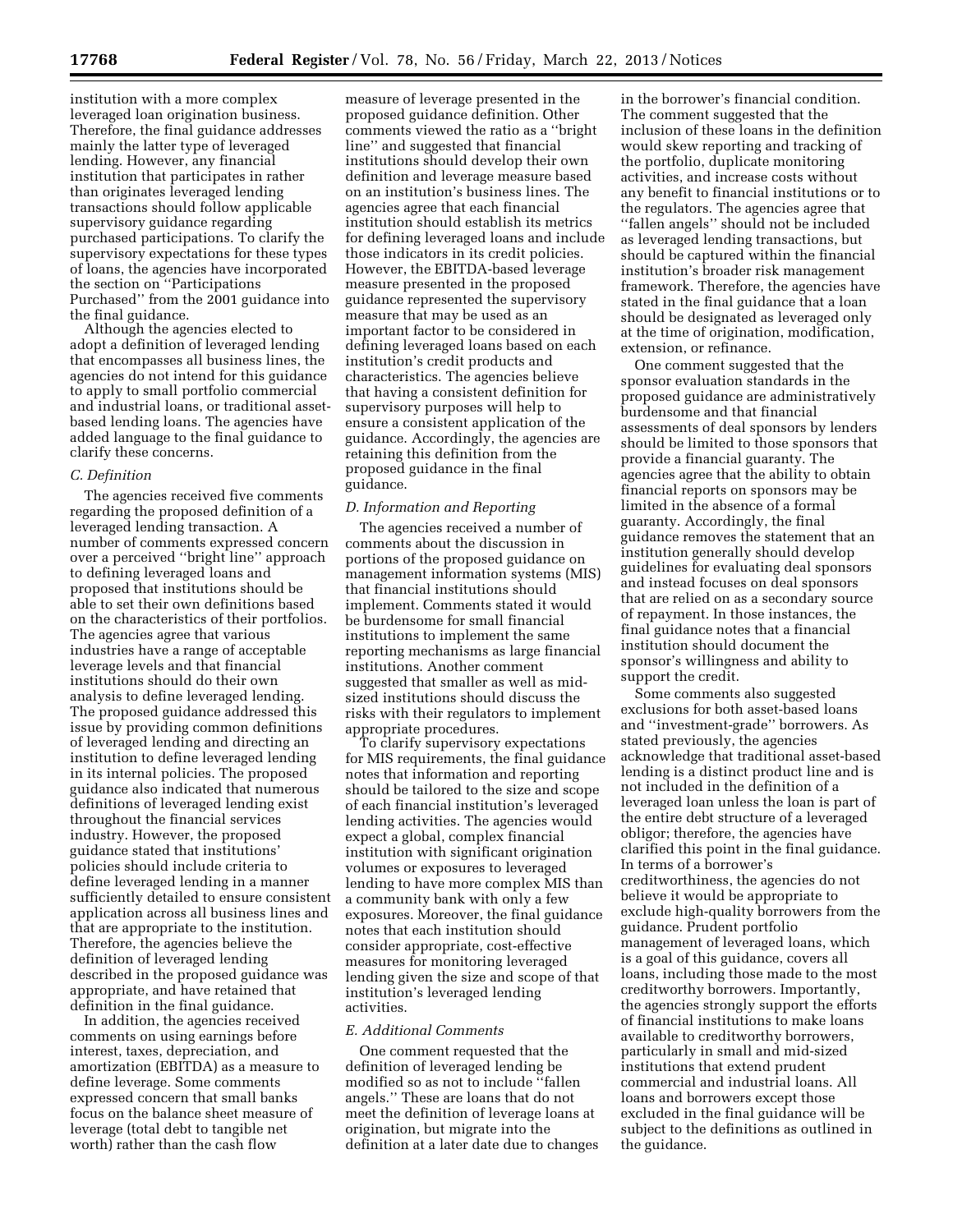institution with a more complex leveraged loan origination business. Therefore, the final guidance addresses mainly the latter type of leveraged lending. However, any financial institution that participates in rather than originates leveraged lending transactions should follow applicable supervisory guidance regarding purchased participations. To clarify the supervisory expectations for these types of loans, the agencies have incorporated the section on ''Participations Purchased'' from the 2001 guidance into the final guidance.

Although the agencies elected to adopt a definition of leveraged lending that encompasses all business lines, the agencies do not intend for this guidance to apply to small portfolio commercial and industrial loans, or traditional asset-based lending loans. The agencies have added language to the final guidance to clarify these concerns.

*C. Definition*

The agencies received five comments regarding the proposed definition of a leveraged lending transaction. A number of comments expressed concern over a perceived ''bright line'' approach to defining leveraged loans and proposed that institutions should be able to set their own definitions based on the characteristics of their portfolios. The agencies agree that various industries have a range of acceptable leverage levels and that financial institutions should do their own analysis to define leveraged lending. The proposed guidance addressed this issue by providing common definitions of leveraged lending and directing an institution to define leveraged lending in its internal policies. The proposed guidance also indicated that numerous definitions of leveraged lending exist throughout the financial services industry. However, the proposed guidance stated that institutions' policies should include criteria to define leveraged lending in a manner sufficiently detailed to ensure consistent application across all business lines and that are appropriate to the institution. Therefore, the agencies believe the definition of leveraged lending described in the proposed guidance was appropriate, and have retained that definition in the final guidance.

In addition, the agencies received comments on using earnings before interest, taxes, depreciation, and amortization (EBITDA) as a measure to define leverage. Some comments expressed concern that small banks focus on the balance sheet measure of leverage (total debt to tangible net worth) rather than the cash flow measure of leverage presented in the proposed guidance definition. Other comments viewed the ratio as a ''bright line'' and suggested that financial institutions should develop their own definition and leverage measure based on an institution's business lines. The agencies agree that each financial institution should establish its metrics for defining leveraged loans and include those indicators in its credit policies. However, the EBITDA-based leverage measure presented in the proposed guidance represented the supervisory measure that may be used as an important factor to be considered in defining leveraged loans based on each institution's credit products and characteristics. The agencies believe that having a consistent definition for supervisory purposes will help to ensure a consistent application of the guidance. Accordingly, the agencies are retaining this definition from the proposed guidance in the final guidance.

*D. Information and Reporting*

The agencies received a number of comments about the discussion in portions of the proposed guidance on management information systems (MIS) that financial institutions should implement. Comments stated it would be burdensome for small financial institutions to implement the same reporting mechanisms as large financial institutions. Another comment suggested that smaller as well as mid-sized institutions should discuss the risks with their regulators to implement appropriate procedures.

To clarify supervisory expectations for MIS requirements, the final guidance notes that information and reporting should be tailored to the size and scope of each financial institution's leveraged lending activities. The agencies would expect a global, complex financial institution with significant origination volumes or exposures to leveraged lending to have more complex MIS than a community bank with only a few exposures. Moreover, the final guidance notes that each institution should consider appropriate, cost-effective measures for monitoring leveraged lending given the size and scope of that institution's leveraged lending activities.

*E. Additional Comments*

One comment requested that the definition of leveraged lending be modified so as not to include ''fallen angels.'' These are loans that do not meet the definition of leverage loans at origination, but migrate into the definition at a later date due to changes in the borrower's financial condition. The comment suggested that the inclusion of these loans in the definition would skew reporting and tracking of the portfolio, duplicate monitoring activities, and increase costs without any benefit to financial institutions or to the regulators. The agencies agree that ''fallen angels'' should not be included as leveraged lending transactions, but should be captured within the financial institution's broader risk management framework. Therefore, the agencies have stated in the final guidance that a loan should be designated as leveraged only at the time of origination, modification, extension, or refinance.

One comment suggested that the sponsor evaluation standards in the proposed guidance are administratively burdensome and that financial assessments of deal sponsors by lenders should be limited to those sponsors that provide a financial guaranty. The agencies agree that the ability to obtain financial reports on sponsors may be limited in the absence of a formal guaranty. Accordingly, the final guidance removes the statement that an institution generally should develop guidelines for evaluating deal sponsors and instead focuses on deal sponsors that are relied on as a secondary source of repayment. In those instances, the final guidance notes that a financial institution should document the sponsor's willingness and ability to support the credit.

Some comments also suggested exclusions for both asset-based loans and ''investment-grade'' borrowers. As stated previously, the agencies acknowledge that traditional asset-based lending is a distinct product line and is not included in the definition of a leveraged loan unless the loan is part of the entire debt structure of a leveraged obligor; therefore, the agencies have clarified this point in the final guidance. In terms of a borrower's creditworthiness, the agencies do not believe it would be appropriate to exclude high-quality borrowers from the guidance. Prudent portfolio management of leveraged loans, which is a goal of this guidance, covers all loans, including those made to the most creditworthy borrowers. Importantly, the agencies strongly support the efforts of financial institutions to make loans available to creditworthy borrowers, particularly in small and mid-sized institutions that extend prudent commercial and industrial loans. All loans and borrowers except those excluded in the final guidance will be subject to the definitions as outlined in the guidance.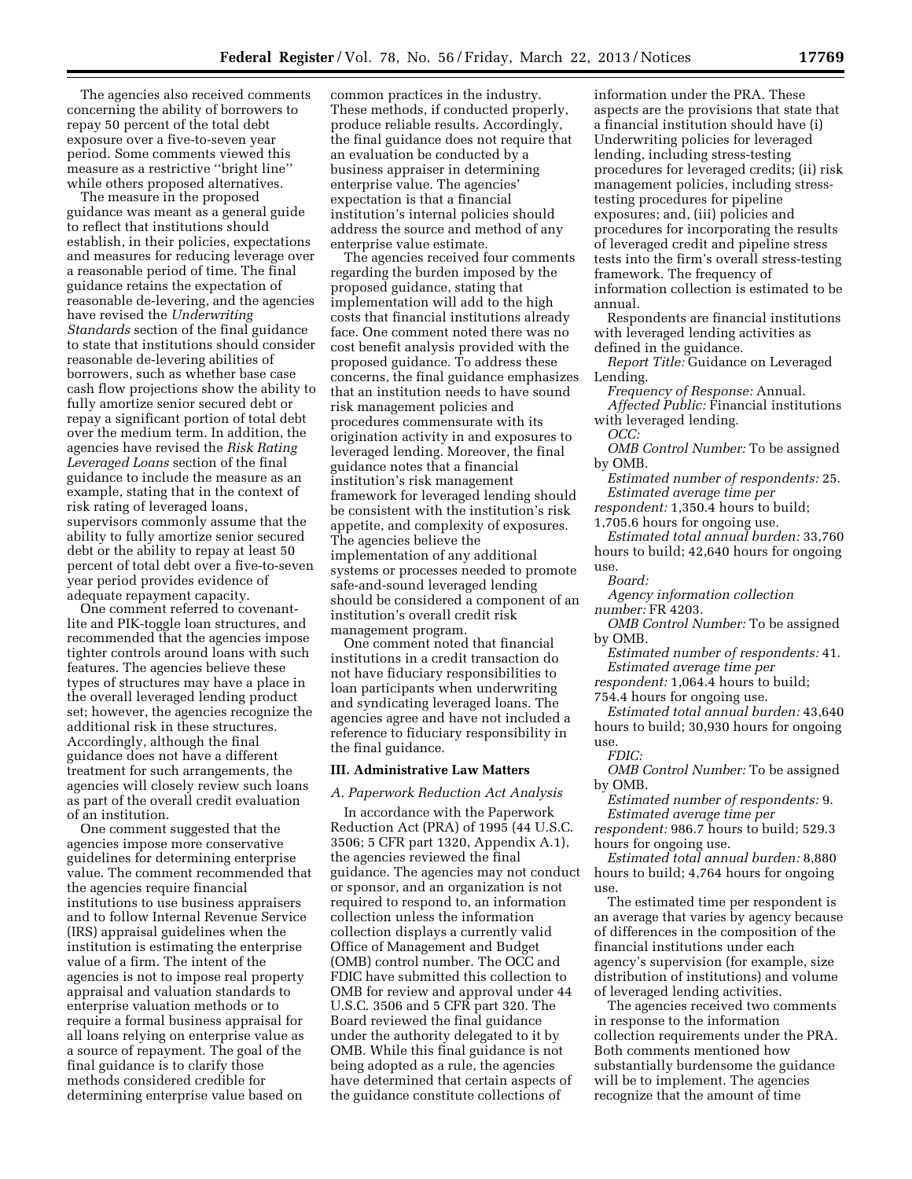The agencies also received comments concerning the ability of borrowers to repay 50 percent of the total debt exposure over a five-to-seven year period. Some comments viewed this measure as a restrictive ''bright line'' while others proposed alternatives.

The measure in the proposed guidance was meant as a general guide to reflect that institutions should establish, in their policies, expectations and measures for reducing leverage over a reasonable period of time. The final guidance retains the expectation of reasonable de-levering, and the agencies have revised the *Underwriting Standards* section of the final guidance to state that institutions should consider reasonable de-levering abilities of borrowers, such as whether base case cash flow projections show the ability to fully amortize senior secured debt or repay a significant portion of total debt over the medium term. In addition, the agencies have revised the *Risk Rating Leveraged Loans* section of the final guidance to include the measure as an example, stating that in the context of risk rating of leveraged loans, supervisors commonly assume that the ability to fully amortize senior secured debt or the ability to repay at least 50 percent of total debt over a five-to-seven year period provides evidence of adequate repayment capacity.

One comment referred to covenant-lite and PIK-toggle loan structures, and recommended that the agencies impose tighter controls around loans with such features. The agencies believe these types of structures may have a place in the overall leveraged lending product set; however, the agencies recognize the additional risk in these structures. Accordingly, although the final guidance does not have a different treatment for such arrangements, the agencies will closely review such loans as part of the overall credit evaluation of an institution.

One comment suggested that the agencies impose more conservative guidelines for determining enterprise value. The comment recommended that the agencies require financial institutions to use business appraisers and to follow Internal Revenue Service (IRS) appraisal guidelines when the institution is estimating the enterprise value of a firm. The intent of the agencies is not to impose real property appraisal and valuation standards to enterprise valuation methods or to require a formal business appraisal for all loans relying on enterprise value as a source of repayment. The goal of the final guidance is to clarify those methods considered credible for determining enterprise value based on common practices in the industry. These methods, if conducted properly, produce reliable results. Accordingly, the final guidance does not require that an evaluation be conducted by a business appraiser in determining enterprise value. The agencies' expectation is that a financial institution's internal policies should address the source and method of any enterprise value estimate.

The agencies received four comments regarding the burden imposed by the proposed guidance, stating that implementation will add to the high costs that financial institutions already face. One comment noted there was no cost benefit analysis provided with the proposed guidance. To address these concerns, the final guidance emphasizes that an institution needs to have sound risk management policies and procedures commensurate with its origination activity in and exposures to leveraged lending. Moreover, the final guidance notes that a financial institution's risk management framework for leveraged lending should be consistent with the institution's risk appetite, and complexity of exposures. The agencies believe the implementation of any additional systems or processes needed to promote safe-and-sound leveraged lending should be considered a component of an institution's overall credit risk management program.

One comment noted that financial institutions in a credit transaction do not have fiduciary responsibilities to loan participants when underwriting and syndicating leveraged loans. The agencies agree and have not included a reference to fiduciary responsibility in the final guidance.

## III. Administrative Law Matters

### A. Paperwork Reduction Act Analysis

In accordance with the Paperwork Reduction Act (PRA) of 1995 (44 U.S.C. 3506; 5 CFR part 1320, Appendix A.1), the agencies reviewed the final guidance. The agencies may not conduct or sponsor, and an organization is not required to respond to, an information collection unless the information collection displays a currently valid Office of Management and Budget (OMB) control number. The OCC and FDIC have submitted this collection to OMB for review and approval under 44 U.S.C. 3506 and 5 CFR part 320. The Board reviewed the final guidance under the authority delegated to it by OMB. While this final guidance is not being adopted as a rule, the agencies have determined that certain aspects of the guidance constitute collections of information under the PRA. These aspects are the provisions that state that a financial institution should have (i) Underwriting policies for leveraged lending, including stress-testing procedures for leveraged credits; (ii) risk management policies, including stress-testing procedures for pipeline exposures; and, (iii) policies and procedures for incorporating the results of leveraged credit and pipeline stress tests into the firm's overall stress-testing framework. The frequency of information collection is estimated to be annual.

Respondents are financial institutions with leveraged lending activities as defined in the guidance.

*Report Title:* Guidance on Leveraged Lending.

*Frequency of Response:* Annual.

*Affected Public:* Financial institutions with leveraged lending.

*OCC:*

*OMB Control Number:* To be assigned by OMB.

*Estimated number of respondents:* 25.

*Estimated average time per respondent:* 1,350.4 hours to build; 1,705.6 hours for ongoing use.

*Estimated total annual burden:* 33,760 hours to build; 42,640 hours for ongoing use.

*Board:*

*Agency information collection number:* FR 4203.

*OMB Control Number:* To be assigned by OMB.

*Estimated number of respondents:* 41.

*Estimated average time per respondent:* 1,064.4 hours to build; 754.4 hours for ongoing use.

*Estimated total annual burden:* 43,640 hours to build; 30,930 hours for ongoing use.

*FDIC:*

*OMB Control Number:* To be assigned by OMB.

*Estimated number of respondents:* 9.

*Estimated average time per respondent:* 986.7 hours to build; 529.3 hours for ongoing use.

*Estimated total annual burden:* 8,880 hours to build; 4,764 hours for ongoing use.

The estimated time per respondent is an average that varies by agency because of differences in the composition of the financial institutions under each agency's supervision (for example, size distribution of institutions) and volume of leveraged lending activities.

The agencies received two comments in response to the information collection requirements under the PRA. Both comments mentioned how substantially burdensome the guidance will be to implement. The agencies recognize that the amount of time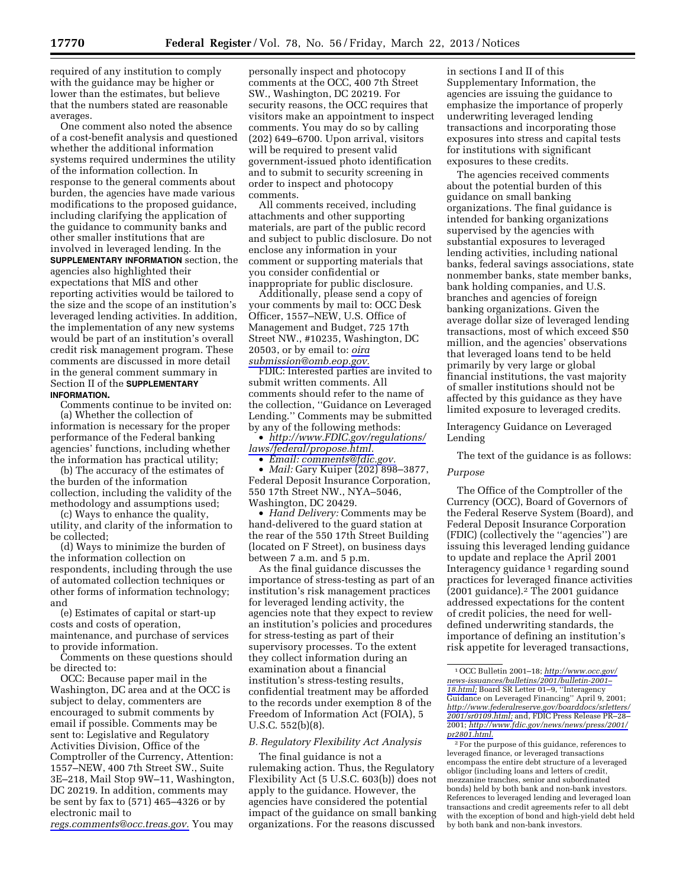required of any institution to comply with the guidance may be higher or lower than the estimates, but believe that the numbers stated are reasonable averages.

One comment also noted the absence of a cost-benefit analysis and questioned whether the additional information systems required undermines the utility of the information collection. In response to the general comments about burden, the agencies have made various modifications to the proposed guidance, including clarifying the application of the guidance to community banks and other smaller institutions that are involved in leveraged lending. In the **SUPPLEMENTARY INFORMATION** section, the agencies also highlighted their expectations that MIS and other reporting activities would be tailored to the size and the scope of an institution's leveraged lending activities. In addition, the implementation of any new systems would be part of an institution's overall credit risk management program. These comments are discussed in more detail in the general comment summary in Section II of the **SUPPLEMENTARY INFORMATION.**

Comments continue to be invited on:

(a) Whether the collection of information is necessary for the proper performance of the Federal banking agencies' functions, including whether the information has practical utility;

(b) The accuracy of the estimates of the burden of the information collection, including the validity of the methodology and assumptions used;

(c) Ways to enhance the quality, utility, and clarity of the information to be collected;

(d) Ways to minimize the burden of the information collection on respondents, including through the use of automated collection techniques or other forms of information technology; and

(e) Estimates of capital or start-up costs and costs of operation, maintenance, and purchase of services to provide information.

Comments on these questions should be directed to:

OCC: Because paper mail in the Washington, DC area and at the OCC is subject to delay, commenters are encouraged to submit comments by email if possible. Comments may be sent to: Legislative and Regulatory Activities Division, Office of the Comptroller of the Currency, Attention: 1557–NEW, 400 7th Street SW., Suite 3E–218, Mail Stop 9W–11, Washington, DC 20219. In addition, comments may be sent by fax to (571) 465–4326 or by electronic mail to *regs.comments@occ.treas.gov.* You may personally inspect and photocopy comments at the OCC, 400 7th Street SW., Washington, DC 20219. For security reasons, the OCC requires that visitors make an appointment to inspect comments. You may do so by calling (202) 649–6700. Upon arrival, visitors will be required to present valid government-issued photo identification and to submit to security screening in order to inspect and photocopy comments.

All comments received, including attachments and other supporting materials, are part of the public record and subject to public disclosure. Do not enclose any information in your comment or supporting materials that you consider confidential or inappropriate for public disclosure.

Additionally, please send a copy of your comments by mail to: OCC Desk Officer, 1557–NEW, U.S. Office of Management and Budget, 725 17th Street NW., #10235, Washington, DC 20503, or by email to: *oira submission@omb.eop.gov.*

FDIC: Interested parties are invited to submit written comments. All comments should refer to the name of the collection, ''Guidance on Leveraged Lending.'' Comments may be submitted by any of the following methods:

- *http://www.FDIC.gov/regulations/laws/federal/propose.html.*
- *Email: comments@fdic.gov.*
- *Mail:* Gary Kuiper (202) 898–3877, Federal Deposit Insurance Corporation, 550 17th Street NW., NYA–5046, Washington, DC 20429.
- *Hand Delivery:* Comments may be hand-delivered to the guard station at the rear of the 550 17th Street Building (located on F Street), on business days between 7 a.m. and 5 p.m.

As the final guidance discusses the importance of stress-testing as part of an institution's risk management practices for leveraged lending activity, the agencies note that they expect to review an institution's policies and procedures for stress-testing as part of their supervisory processes. To the extent they collect information during an examination about a financial institution's stress-testing results, confidential treatment may be afforded to the records under exemption 8 of the Freedom of Information Act (FOIA), 5 U.S.C. 552(b)(8).

*B. Regulatory Flexibility Act Analysis*

The final guidance is not a rulemaking action. Thus, the Regulatory Flexibility Act (5 U.S.C. 603(b)) does not apply to the guidance. However, the agencies have considered the potential impact of the guidance on small banking organizations. For the reasons discussed in sections I and II of this Supplementary Information, the agencies are issuing the guidance to emphasize the importance of properly underwriting leveraged lending transactions and incorporating those exposures into stress and capital tests for institutions with significant exposures to these credits.

The agencies received comments about the potential burden of this guidance on small banking organizations. The final guidance is intended for banking organizations supervised by the agencies with substantial exposures to leveraged lending activities, including national banks, federal savings associations, state nonmember banks, state member banks, bank holding companies, and U.S. branches and agencies of foreign banking organizations. Given the average dollar size of leveraged lending transactions, most of which exceed $50 million, and the agencies' observations that leveraged loans tend to be held primarily by very large or global financial institutions, the vast majority of smaller institutions should not be affected by this guidance as they have limited exposure to leveraged credits.

Interagency Guidance on Leveraged Lending

The text of the guidance is as follows:

*Purpose*

The Office of the Comptroller of the Currency (OCC), Board of Governors of the Federal Reserve System (Board), and Federal Deposit Insurance Corporation (FDIC) (collectively the ''agencies'') are issuing this leveraged lending guidance to update and replace the April 2001 Interagency guidance [1] regarding sound practices for leveraged finance activities (2001 guidance).[2] The 2001 guidance addressed expectations for the content of credit policies, the need for well-defined underwriting standards, the importance of defining an institution's risk appetite for leveraged transactions,

---

[1] OCC Bulletin 2001–18; *http://www.occ.gov/news-issuances/bulletins/2001/bulletin-2001-18.html;* Board SR Letter 01–9, ''Interagency Guidance on Leveraged Financing'' April 9, 2001; *http://www.federalreserve.gov/boarddocs/srletters/2001/sr0109.html;* and, FDIC Press Release PR–28–2001; *http://www.fdic.gov/news/news/press/2001/pr2801.html.*

[2] For the purpose of this guidance, references to leveraged finance, or leveraged transactions encompass the entire debt structure of a leveraged obligor (including loans and letters of credit, mezzanine tranches, senior and subordinated bonds) held by both bank and non-bank investors. References to leveraged lending and leveraged loan transactions and credit agreements refer to all debt with the exception of bond and high-yield debt held by both bank and non-bank investors.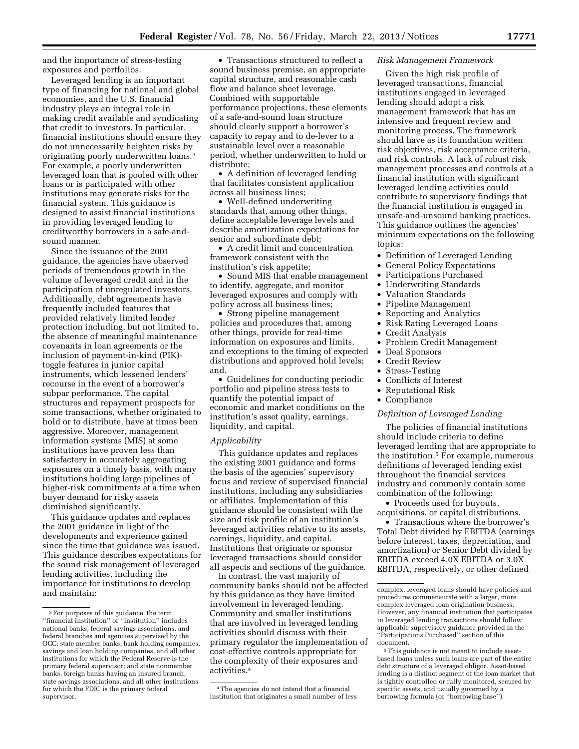and the importance of stress-testing exposures and portfolios.

Leveraged lending is an important type of financing for national and global economies, and the U.S. financial industry plays an integral role in making credit available and syndicating that credit to investors. In particular, financial institutions should ensure they do not unnecessarily heighten risks by originating poorly underwritten loans.[3] For example, a poorly underwritten leveraged loan that is pooled with other loans or is participated with other institutions may generate risks for the financial system. This guidance is designed to assist financial institutions in providing leveraged lending to creditworthy borrowers in a safe-and-sound manner.

Since the issuance of the 2001 guidance, the agencies have observed periods of tremendous growth in the volume of leveraged credit and in the participation of unregulated investors. Additionally, debt agreements have frequently included features that provided relatively limited lender protection including, but not limited to, the absence of meaningful maintenance covenants in loan agreements or the inclusion of payment-in-kind (PIK)-toggle features in junior capital instruments, which lessened lenders' recourse in the event of a borrower's subpar performance. The capital structures and repayment prospects for some transactions, whether originated to hold or to distribute, have at times been aggressive. Moreover, management information systems (MIS) at some institutions have proven less than satisfactory in accurately aggregating exposures on a timely basis, with many institutions holding large pipelines of higher-risk commitments at a time when buyer demand for risky assets diminished significantly.

This guidance updates and replaces the 2001 guidance in light of the developments and experience gained since the time that guidance was issued. This guidance describes expectations for the sound risk management of leveraged lending activities, including the importance for institutions to develop and maintain:

- Transactions structured to reflect a sound business premise, an appropriate capital structure, and reasonable cash flow and balance sheet leverage. Combined with supportable performance projections, these elements of a safe-and-sound loan structure should clearly support a borrower's capacity to repay and to de-lever to a sustainable level over a reasonable period, whether underwritten to hold or distribute;
- A definition of leveraged lending that facilitates consistent application across all business lines;
- Well-defined underwriting standards that, among other things, define acceptable leverage levels and describe amortization expectations for senior and subordinate debt;
- A credit limit and concentration framework consistent with the institution's risk appetite;
- Sound MIS that enable management to identify, aggregate, and monitor leveraged exposures and comply with policy across all business lines;
- Strong pipeline management policies and procedures that, among other things, provide for real-time information on exposures and limits, and exceptions to the timing of expected distributions and approved hold levels; and,
- Guidelines for conducting periodic portfolio and pipeline stress tests to quantify the potential impact of economic and market conditions on the institution's asset quality, earnings, liquidity, and capital.

*Applicability*

This guidance updates and replaces the existing 2001 guidance and forms the basis of the agencies' supervisory focus and review of supervised financial institutions, including any subsidiaries or affiliates. Implementation of this guidance should be consistent with the size and risk profile of an institution's leveraged activities relative to its assets, earnings, liquidity, and capital. Institutions that originate or sponsor leveraged transactions should consider all aspects and sections of the guidance.

In contrast, the vast majority of community banks should not be affected by this guidance as they have limited involvement in leveraged lending. Community and smaller institutions that are involved in leveraged lending activities should discuss with their primary regulator the implementation of cost-effective controls appropriate for the complexity of their exposures and activities.[4]

*Risk Management Framework*

Given the high risk profile of leveraged transactions, financial institutions engaged in leveraged lending should adopt a risk management framework that has an intensive and frequent review and monitoring process. The framework should have as its foundation written risk objectives, risk acceptance criteria, and risk controls. A lack of robust risk management processes and controls at a financial institution with significant leveraged lending activities could contribute to supervisory findings that the financial institution is engaged in unsafe-and-unsound banking practices. This guidance outlines the agencies' minimum expectations on the following topics:

- Definition of Leveraged Lending
- General Policy Expectations
- Participations Purchased
- Underwriting Standards
- Valuation Standards
- Pipeline Management
- Reporting and Analytics
- Risk Rating Leveraged Loans
- Credit Analysis
- Problem Credit Management
- Deal Sponsors
- Credit Review
- Stress-Testing
- Conflicts of Interest
- Reputational Risk
- Compliance

*Definition of Leveraged Lending*

The policies of financial institutions should include criteria to define leveraged lending that are appropriate to the institution.[5] For example, numerous definitions of leveraged lending exist throughout the financial services industry and commonly contain some combination of the following:

- Proceeds used for buyouts, acquisitions, or capital distributions.
- Transactions where the borrower's Total Debt divided by EBITDA (earnings before interest, taxes, depreciation, and amortization) or Senior Debt divided by EBITDA exceed 4.0X EBITDA or 3.0X EBITDA, respectively, or other defined

---

[3] For purposes of this guidance, the term ''financial institution'' or ''institution'' includes national banks, federal savings associations, and federal branches and agencies supervised by the OCC; state member banks, bank holding companies, savings and loan holding companies, and all other institutions for which the Federal Reserve is the primary federal supervisor; and state nonmember banks, foreign banks having an insured branch, state savings associations, and all other institutions for which the FDIC is the primary federal supervisor.

[4] The agencies do not intend that a financial institution that originates a small number of less complex, leveraged loans should have policies and procedures commensurate with a larger, more complex leveraged loan origination business. However, any financial institution that participates in leveraged lending transactions should follow applicable supervisory guidance provided in the ''Participations Purchased'' section of this document.

[5] This guidance is not meant to include asset-based loans unless such loans are part of the entire debt structure of a leveraged obligor. Asset-based lending is a distinct segment of the loan market that is tightly controlled or fully monitored, secured by specific assets, and usually governed by a borrowing formula (or ''borrowing base'').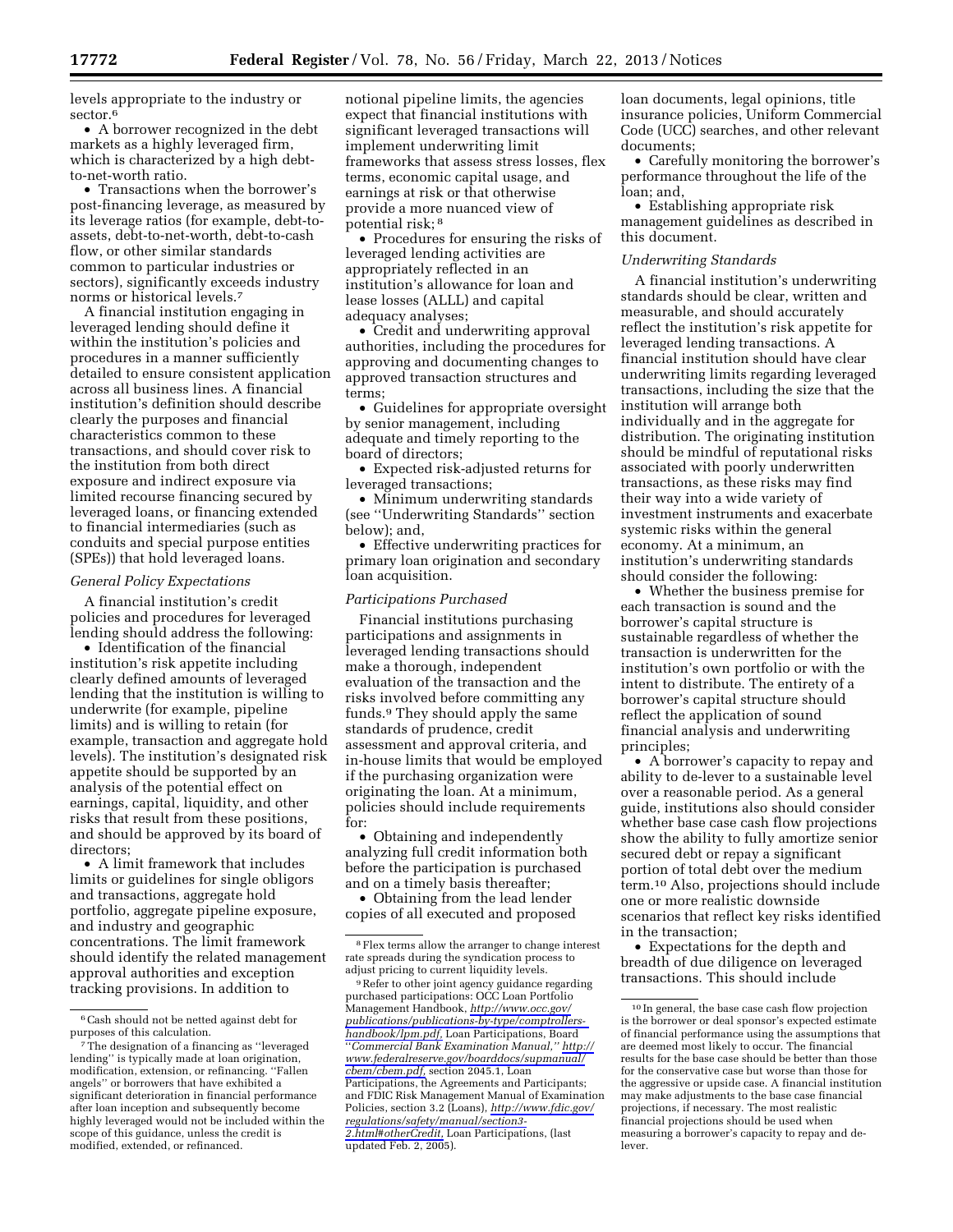levels appropriate to the industry or sector.[6]

• A borrower recognized in the debt markets as a highly leveraged firm, which is characterized by a high debt-to-net-worth ratio.

• Transactions when the borrower's post-financing leverage, as measured by its leverage ratios (for example, debt-to-assets, debt-to-net-worth, debt-to-cash flow, or other similar standards common to particular industries or sectors), significantly exceeds industry norms or historical levels.[7]

A financial institution engaging in leveraged lending should define it within the institution's policies and procedures in a manner sufficiently detailed to ensure consistent application across all business lines. A financial institution's definition should describe clearly the purposes and financial characteristics common to these transactions, and should cover risk to the institution from both direct exposure and indirect exposure via limited recourse financing secured by leveraged loans, or financing extended to financial intermediaries (such as conduits and special purpose entities (SPEs)) that hold leveraged loans.

*General Policy Expectations*

A financial institution's credit policies and procedures for leveraged lending should address the following:

• Identification of the financial institution's risk appetite including clearly defined amounts of leveraged lending that the institution is willing to underwrite (for example, pipeline limits) and is willing to retain (for example, transaction and aggregate hold levels). The institution's designated risk appetite should be supported by an analysis of the potential effect on earnings, capital, liquidity, and other risks that result from these positions, and should be approved by its board of directors;

• A limit framework that includes limits or guidelines for single obligors and transactions, aggregate hold portfolio, aggregate pipeline exposure, and industry and geographic concentrations. The limit framework should identify the related management approval authorities and exception tracking provisions. In addition to notional pipeline limits, the agencies expect that financial institutions with significant leveraged transactions will implement underwriting limit frameworks that assess stress losses, flex terms, economic capital usage, and earnings at risk or that otherwise provide a more nuanced view of potential risk;[8]

• Procedures for ensuring the risks of leveraged lending activities are appropriately reflected in an institution's allowance for loan and lease losses (ALLL) and capital adequacy analyses;

• Credit and underwriting approval authorities, including the procedures for approving and documenting changes to approved transaction structures and terms;

• Guidelines for appropriate oversight by senior management, including adequate and timely reporting to the board of directors;

• Expected risk-adjusted returns for leveraged transactions;

• Minimum underwriting standards (see ''Underwriting Standards'' section below); and,

• Effective underwriting practices for primary loan origination and secondary loan acquisition.

*Participations Purchased*

Financial institutions purchasing participations and assignments in leveraged lending transactions should make a thorough, independent evaluation of the transaction and the risks involved before committing any funds.[9] They should apply the same standards of prudence, credit assessment and approval criteria, and in-house limits that would be employed if the purchasing organization were originating the loan. At a minimum, policies should include requirements for:

• Obtaining and independently analyzing full credit information both before the participation is purchased and on a timely basis thereafter;

• Obtaining from the lead lender copies of all executed and proposed loan documents, legal opinions, title insurance policies, Uniform Commercial Code (UCC) searches, and other relevant documents;

• Carefully monitoring the borrower's performance throughout the life of the loan; and,

• Establishing appropriate risk management guidelines as described in this document.

*Underwriting Standards*

A financial institution's underwriting standards should be clear, written and measurable, and should accurately reflect the institution's risk appetite for leveraged lending transactions. A financial institution should have clear underwriting limits regarding leveraged transactions, including the size that the institution will arrange both individually and in the aggregate for distribution. The originating institution should be mindful of reputational risks associated with poorly underwritten transactions, as these risks may find their way into a wide variety of investment instruments and exacerbate systemic risks within the general economy. At a minimum, an institution's underwriting standards should consider the following:

• Whether the business premise for each transaction is sound and the borrower's capital structure is sustainable regardless of whether the transaction is underwritten for the institution's own portfolio or with the intent to distribute. The entirety of a borrower's capital structure should reflect the application of sound financial analysis and underwriting principles;

• A borrower's capacity to repay and ability to de-lever to a sustainable level over a reasonable period. As a general guide, institutions also should consider whether base case cash flow projections show the ability to fully amortize senior secured debt or repay a significant portion of total debt over the medium term.[10] Also, projections should include one or more realistic downside scenarios that reflect key risks identified in the transaction;

• Expectations for the depth and breadth of due diligence on leveraged transactions. This should include

---

[6] Cash should not be netted against debt for purposes of this calculation.

[7] The designation of a financing as ''leveraged lending'' is typically made at loan origination, modification, extension, or refinancing. ''Fallen angels'' or borrowers that have exhibited a significant deterioration in financial performance after loan inception and subsequently become highly leveraged would not be included within the scope of this guidance, unless the credit is modified, extended, or refinanced.

[8] Flex terms allow the arranger to change interest rate spreads during the syndication process to adjust pricing to current liquidity levels.

[9] Refer to other joint agency guidance regarding purchased participations: OCC Loan Portfolio Management Handbook, http://www.occ.gov/publications/publications-by-type/comptrollers-handbook/lpm.pdf, Loan Participations, Board ''*Commercial Bank Examination Manual,*'' http://www.federalreserve.gov/boarddocs/supmanual/cbem/cbem.pdf, section 2045.1, Loan Participations, the Agreements and Participants; and FDIC Risk Management Manual of Examination Policies, section 3.2 (Loans), http://www.fdic.gov/regulations/safety/manual/section3-2.html#otherCredit, Loan Participations, (last updated Feb. 2, 2005).

[10] In general, the base case cash flow projection is the borrower or deal sponsor's expected estimate of financial performance using the assumptions that are deemed most likely to occur. The financial results for the base case should be better than those for the conservative case but worse than those for the aggressive or upside case. A financial institution may make adjustments to the base case financial projections, if necessary. The most realistic financial projections should be used when measuring a borrower's capacity to repay and de-lever.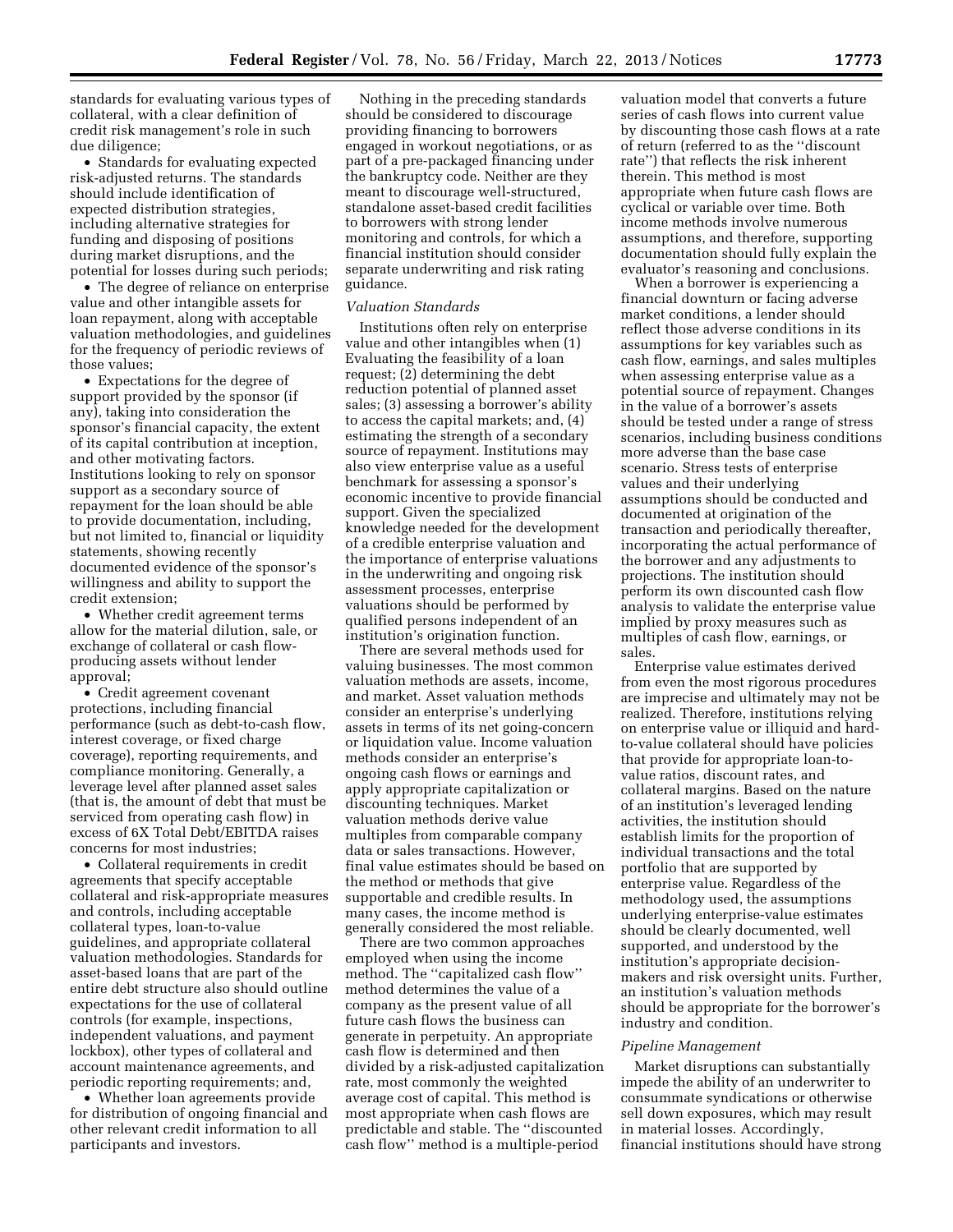standards for evaluating various types of collateral, with a clear definition of credit risk management's role in such due diligence;

- Standards for evaluating expected risk-adjusted returns. The standards should include identification of expected distribution strategies, including alternative strategies for funding and disposing of positions during market disruptions, and the potential for losses during such periods;
- The degree of reliance on enterprise value and other intangible assets for loan repayment, along with acceptable valuation methodologies, and guidelines for the frequency of periodic reviews of those values;
- Expectations for the degree of support provided by the sponsor (if any), taking into consideration the sponsor's financial capacity, the extent of its capital contribution at inception, and other motivating factors. Institutions looking to rely on sponsor support as a secondary source of repayment for the loan should be able to provide documentation, including, but not limited to, financial or liquidity statements, showing recently documented evidence of the sponsor's willingness and ability to support the credit extension;
- Whether credit agreement terms allow for the material dilution, sale, or exchange of collateral or cash flow-producing assets without lender approval;
- Credit agreement covenant protections, including financial performance (such as debt-to-cash flow, interest coverage, or fixed charge coverage), reporting requirements, and compliance monitoring. Generally, a leverage level after planned asset sales (that is, the amount of debt that must be serviced from operating cash flow) in excess of 6X Total Debt/EBITDA raises concerns for most industries;
- Collateral requirements in credit agreements that specify acceptable collateral and risk-appropriate measures and controls, including acceptable collateral types, loan-to-value guidelines, and appropriate collateral valuation methodologies. Standards for asset-based loans that are part of the entire debt structure also should outline expectations for the use of collateral controls (for example, inspections, independent valuations, and payment lockbox), other types of collateral and account maintenance agreements, and periodic reporting requirements; and,
- Whether loan agreements provide for distribution of ongoing financial and other relevant credit information to all participants and investors.

Nothing in the preceding standards should be considered to discourage providing financing to borrowers engaged in workout negotiations, or as part of a pre-packaged financing under the bankruptcy code. Neither are they meant to discourage well-structured, standalone asset-based credit facilities to borrowers with strong lender monitoring and controls, for which a financial institution should consider separate underwriting and risk rating guidance.

*Valuation Standards*

Institutions often rely on enterprise value and other intangibles when (1) Evaluating the feasibility of a loan request; (2) determining the debt reduction potential of planned asset sales; (3) assessing a borrower's ability to access the capital markets; and, (4) estimating the strength of a secondary source of repayment. Institutions may also view enterprise value as a useful benchmark for assessing a sponsor's economic incentive to provide financial support. Given the specialized knowledge needed for the development of a credible enterprise valuation and the importance of enterprise valuations in the underwriting and ongoing risk assessment processes, enterprise valuations should be performed by qualified persons independent of an institution's origination function.

There are several methods used for valuing businesses. The most common valuation methods are assets, income, and market. Asset valuation methods consider an enterprise's underlying assets in terms of its net going-concern or liquidation value. Income valuation methods consider an enterprise's ongoing cash flows or earnings and apply appropriate capitalization or discounting techniques. Market valuation methods derive value multiples from comparable company data or sales transactions. However, final value estimates should be based on the method or methods that give supportable and credible results. In many cases, the income method is generally considered the most reliable.

There are two common approaches employed when using the income method. The ''capitalized cash flow'' method determines the value of a company as the present value of all future cash flows the business can generate in perpetuity. An appropriate cash flow is determined and then divided by a risk-adjusted capitalization rate, most commonly the weighted average cost of capital. This method is most appropriate when cash flows are predictable and stable. The ''discounted cash flow'' method is a multiple-period valuation model that converts a future series of cash flows into current value by discounting those cash flows at a rate of return (referred to as the ''discount rate'') that reflects the risk inherent therein. This method is most appropriate when future cash flows are cyclical or variable over time. Both income methods involve numerous assumptions, and therefore, supporting documentation should fully explain the evaluator's reasoning and conclusions.

When a borrower is experiencing a financial downturn or facing adverse market conditions, a lender should reflect those adverse conditions in its assumptions for key variables such as cash flow, earnings, and sales multiples when assessing enterprise value as a potential source of repayment. Changes in the value of a borrower's assets should be tested under a range of stress scenarios, including business conditions more adverse than the base case scenario. Stress tests of enterprise values and their underlying assumptions should be conducted and documented at origination of the transaction and periodically thereafter, incorporating the actual performance of the borrower and any adjustments to projections. The institution should perform its own discounted cash flow analysis to validate the enterprise value implied by proxy measures such as multiples of cash flow, earnings, or sales.

Enterprise value estimates derived from even the most rigorous procedures are imprecise and ultimately may not be realized. Therefore, institutions relying on enterprise value or illiquid and hard-to-value collateral should have policies that provide for appropriate loan-to-value ratios, discount rates, and collateral margins. Based on the nature of an institution's leveraged lending activities, the institution should establish limits for the proportion of individual transactions and the total portfolio that are supported by enterprise value. Regardless of the methodology used, the assumptions underlying enterprise-value estimates should be clearly documented, well supported, and understood by the institution's appropriate decision-makers and risk oversight units. Further, an institution's valuation methods should be appropriate for the borrower's industry and condition.

*Pipeline Management*

Market disruptions can substantially impede the ability of an underwriter to consummate syndications or otherwise sell down exposures, which may result in material losses. Accordingly, financial institutions should have strong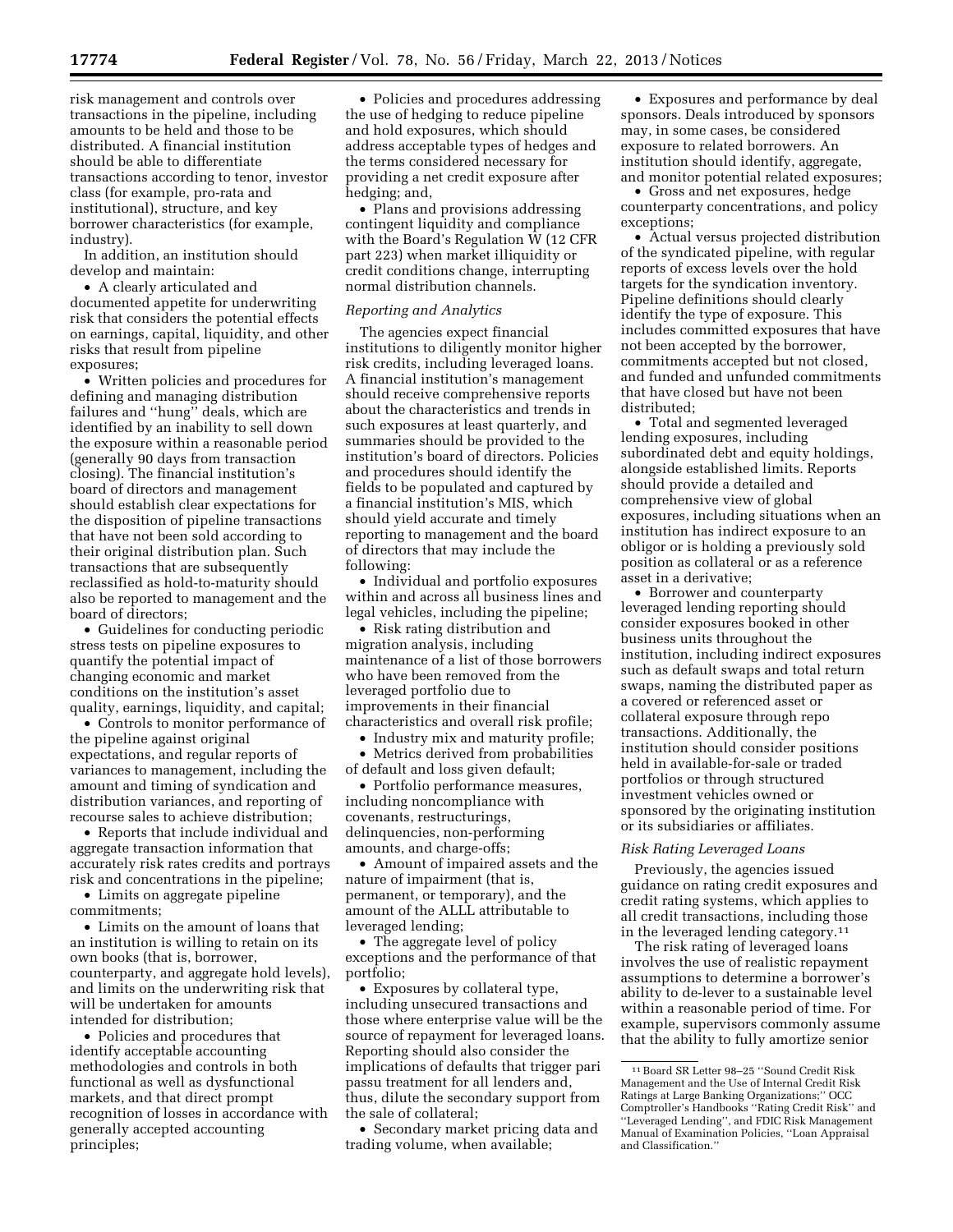risk management and controls over transactions in the pipeline, including amounts to be held and those to be distributed. A financial institution should be able to differentiate transactions according to tenor, investor class (for example, pro-rata and institutional), structure, and key borrower characteristics (for example, industry).

In addition, an institution should develop and maintain:

- A clearly articulated and documented appetite for underwriting risk that considers the potential effects on earnings, capital, liquidity, and other risks that result from pipeline exposures;
- Written policies and procedures for defining and managing distribution failures and "hung" deals, which are identified by an inability to sell down the exposure within a reasonable period (generally 90 days from transaction closing). The financial institution's board of directors and management should establish clear expectations for the disposition of pipeline transactions that have not been sold according to their original distribution plan. Such transactions that are subsequently reclassified as hold-to-maturity should also be reported to management and the board of directors;
- Guidelines for conducting periodic stress tests on pipeline exposures to quantify the potential impact of changing economic and market conditions on the institution's asset quality, earnings, liquidity, and capital;
- Controls to monitor performance of the pipeline against original expectations, and regular reports of variances to management, including the amount and timing of syndication and distribution variances, and reporting of recourse sales to achieve distribution;
- Reports that include individual and aggregate transaction information that accurately risk rates credits and portrays risk and concentrations in the pipeline;
- Limits on aggregate pipeline commitments;
- Limits on the amount of loans that an institution is willing to retain on its own books (that is, borrower, counterparty, and aggregate hold levels), and limits on the underwriting risk that will be undertaken for amounts intended for distribution;
- Policies and procedures that identify acceptable accounting methodologies and controls in both functional as well as dysfunctional markets, and that direct prompt recognition of losses in accordance with generally accepted accounting principles;
- Policies and procedures addressing the use of hedging to reduce pipeline and hold exposures, which should address acceptable types of hedges and the terms considered necessary for providing a net credit exposure after hedging; and,
- Plans and provisions addressing contingent liquidity and compliance with the Board's Regulation W (12 CFR part 223) when market illiquidity or credit conditions change, interrupting normal distribution channels.

*Reporting and Analytics*

The agencies expect financial institutions to diligently monitor higher risk credits, including leveraged loans. A financial institution's management should receive comprehensive reports about the characteristics and trends in such exposures at least quarterly, and summaries should be provided to the institution's board of directors. Policies and procedures should identify the fields to be populated and captured by a financial institution's MIS, which should yield accurate and timely reporting to management and the board of directors that may include the following:

- Individual and portfolio exposures within and across all business lines and legal vehicles, including the pipeline;
- Risk rating distribution and migration analysis, including maintenance of a list of those borrowers who have been removed from the leveraged portfolio due to improvements in their financial characteristics and overall risk profile;
- Industry mix and maturity profile;
- Metrics derived from probabilities of default and loss given default;
- Portfolio performance measures, including noncompliance with covenants, restructurings, delinquencies, non-performing amounts, and charge-offs;
- Amount of impaired assets and the nature of impairment (that is, permanent, or temporary), and the amount of the ALLL attributable to leveraged lending;
- The aggregate level of policy exceptions and the performance of that portfolio;
- Exposures by collateral type, including unsecured transactions and those where enterprise value will be the source of repayment for leveraged loans. Reporting should also consider the implications of defaults that trigger pari passu treatment for all lenders and, thus, dilute the secondary support from the sale of collateral;
- Secondary market pricing data and trading volume, when available;
- Exposures and performance by deal sponsors. Deals introduced by sponsors may, in some cases, be considered exposure to related borrowers. An institution should identify, aggregate, and monitor potential related exposures;
- Gross and net exposures, hedge counterparty concentrations, and policy exceptions;
- Actual versus projected distribution of the syndicated pipeline, with regular reports of excess levels over the hold targets for the syndication inventory. Pipeline definitions should clearly identify the type of exposure. This includes committed exposures that have not been accepted by the borrower, commitments accepted but not closed, and funded and unfunded commitments that have closed but have not been distributed;
- Total and segmented leveraged lending exposures, including subordinated debt and equity holdings, alongside established limits. Reports should provide a detailed and comprehensive view of global exposures, including situations when an institution has indirect exposure to an obligor or is holding a previously sold position as collateral or as a reference asset in a derivative;
- Borrower and counterparty leveraged lending reporting should consider exposures booked in other business units throughout the institution, including indirect exposures such as default swaps and total return swaps, naming the distributed paper as a covered or referenced asset or collateral exposure through repo transactions. Additionally, the institution should consider positions held in available-for-sale or traded portfolios or through structured investment vehicles owned or sponsored by the originating institution or its subsidiaries or affiliates.

*Risk Rating Leveraged Loans*

Previously, the agencies issued guidance on rating credit exposures and credit rating systems, which applies to all credit transactions, including those in the leveraged lending category.[11]

The risk rating of leveraged loans involves the use of realistic repayment assumptions to determine a borrower's ability to de-lever to a sustainable level within a reasonable period of time. For example, supervisors commonly assume that the ability to fully amortize senior

[11] Board SR Letter 98–25 "Sound Credit Risk Management and the Use of Internal Credit Risk Ratings at Large Banking Organizations;" OCC Comptroller's Handbooks "Rating Credit Risk" and "Leveraged Lending", and FDIC Risk Management Manual of Examination Policies, "Loan Appraisal and Classification."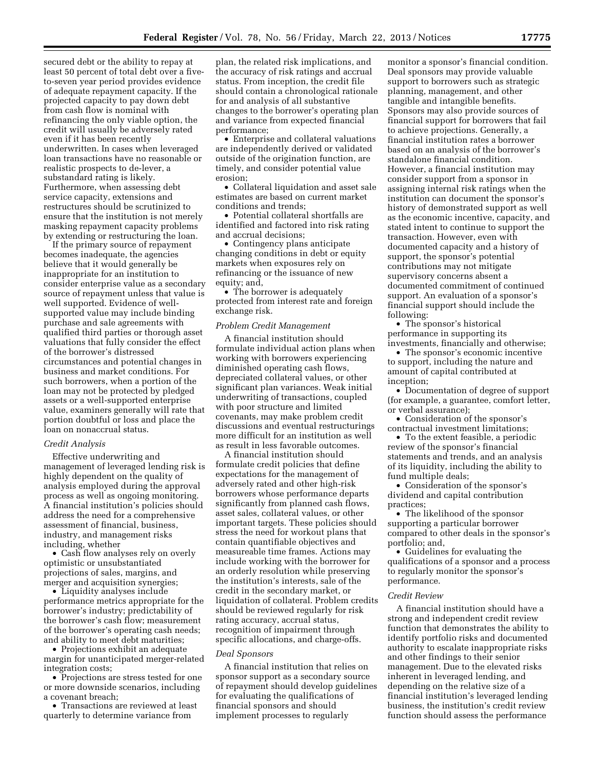secured debt or the ability to repay at least 50 percent of total debt over a five-to-seven year period provides evidence of adequate repayment capacity. If the projected capacity to pay down debt from cash flow is nominal with refinancing the only viable option, the credit will usually be adversely rated even if it has been recently underwritten. In cases when leveraged loan transactions have no reasonable or realistic prospects to de-lever, a substandard rating is likely. Furthermore, when assessing debt service capacity, extensions and restructures should be scrutinized to ensure that the institution is not merely masking repayment capacity problems by extending or restructuring the loan.

If the primary source of repayment becomes inadequate, the agencies believe that it would generally be inappropriate for an institution to consider enterprise value as a secondary source of repayment unless that value is well supported. Evidence of well-supported value may include binding purchase and sale agreements with qualified third parties or thorough asset valuations that fully consider the effect of the borrower's distressed circumstances and potential changes in business and market conditions. For such borrowers, when a portion of the loan may not be protected by pledged assets or a well-supported enterprise value, examiners generally will rate that portion doubtful or loss and place the loan on nonaccrual status.

### *Credit Analysis*

Effective underwriting and management of leveraged lending risk is highly dependent on the quality of analysis employed during the approval process as well as ongoing monitoring. A financial institution's policies should address the need for a comprehensive assessment of financial, business, industry, and management risks including, whether

- Cash flow analyses rely on overly optimistic or unsubstantiated projections of sales, margins, and merger and acquisition synergies;
- Liquidity analyses include performance metrics appropriate for the borrower's industry; predictability of the borrower's cash flow; measurement of the borrower's operating cash needs; and ability to meet debt maturities;
- Projections exhibit an adequate margin for unanticipated merger-related integration costs;
- Projections are stress tested for one or more downside scenarios, including a covenant breach;
- Transactions are reviewed at least quarterly to determine variance from plan, the related risk implications, and the accuracy of risk ratings and accrual status. From inception, the credit file should contain a chronological rationale for and analysis of all substantive changes to the borrower's operating plan and variance from expected financial performance;
- Enterprise and collateral valuations are independently derived or validated outside of the origination function, are timely, and consider potential value erosion;
- Collateral liquidation and asset sale estimates are based on current market conditions and trends;
- Potential collateral shortfalls are identified and factored into risk rating and accrual decisions;
- Contingency plans anticipate changing conditions in debt or equity markets when exposures rely on refinancing or the issuance of new equity; and,
- The borrower is adequately protected from interest rate and foreign exchange risk.

### *Problem Credit Management*

A financial institution should formulate individual action plans when working with borrowers experiencing diminished operating cash flows, depreciated collateral values, or other significant plan variances. Weak initial underwriting of transactions, coupled with poor structure and limited covenants, may make problem credit discussions and eventual restructurings more difficult for an institution as well as result in less favorable outcomes.

A financial institution should formulate credit policies that define expectations for the management of adversely rated and other high-risk borrowers whose performance departs significantly from planned cash flows, asset sales, collateral values, or other important targets. These policies should stress the need for workout plans that contain quantifiable objectives and measureable time frames. Actions may include working with the borrower for an orderly resolution while preserving the institution's interests, sale of the credit in the secondary market, or liquidation of collateral. Problem credits should be reviewed regularly for risk rating accuracy, accrual status, recognition of impairment through specific allocations, and charge-offs.

### *Deal Sponsors*

A financial institution that relies on sponsor support as a secondary source of repayment should develop guidelines for evaluating the qualifications of financial sponsors and should implement processes to regularly monitor a sponsor's financial condition. Deal sponsors may provide valuable support to borrowers such as strategic planning, management, and other tangible and intangible benefits. Sponsors may also provide sources of financial support for borrowers that fail to achieve projections. Generally, a financial institution rates a borrower based on an analysis of the borrower's standalone financial condition. However, a financial institution may consider support from a sponsor in assigning internal risk ratings when the institution can document the sponsor's history of demonstrated support as well as the economic incentive, capacity, and stated intent to continue to support the transaction. However, even with documented capacity and a history of support, the sponsor's potential contributions may not mitigate supervisory concerns absent a documented commitment of continued support. An evaluation of a sponsor's financial support should include the following:

- The sponsor's historical performance in supporting its investments, financially and otherwise;
- The sponsor's economic incentive to support, including the nature and amount of capital contributed at inception;
- Documentation of degree of support (for example, a guarantee, comfort letter, or verbal assurance);
- Consideration of the sponsor's contractual investment limitations;
- To the extent feasible, a periodic review of the sponsor's financial statements and trends, and an analysis of its liquidity, including the ability to fund multiple deals;
- Consideration of the sponsor's dividend and capital contribution practices;
- The likelihood of the sponsor supporting a particular borrower compared to other deals in the sponsor's portfolio; and,
- Guidelines for evaluating the qualifications of a sponsor and a process to regularly monitor the sponsor's performance.

### *Credit Review*

A financial institution should have a strong and independent credit review function that demonstrates the ability to identify portfolio risks and documented authority to escalate inappropriate risks and other findings to their senior management. Due to the elevated risks inherent in leveraged lending, and depending on the relative size of a financial institution's leveraged lending business, the institution's credit review function should assess the performance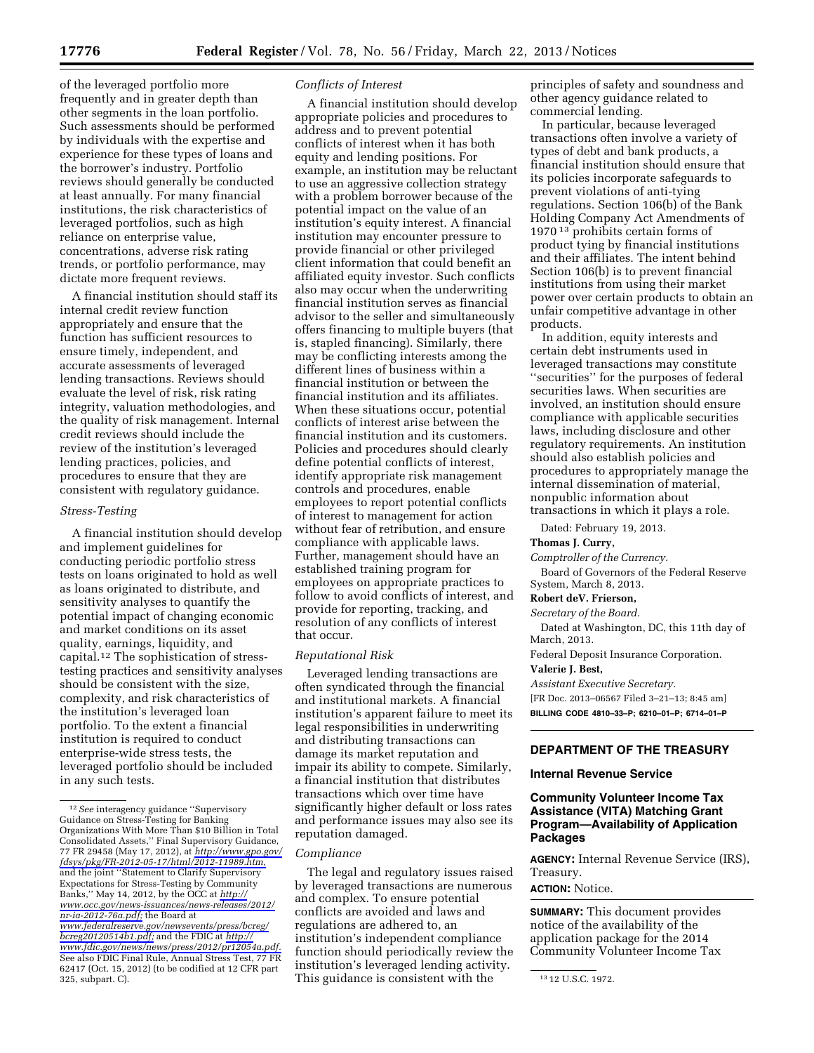of the leveraged portfolio more frequently and in greater depth than other segments in the loan portfolio. Such assessments should be performed by individuals with the expertise and experience for these types of loans and the borrower's industry. Portfolio reviews should generally be conducted at least annually. For many financial institutions, the risk characteristics of leveraged portfolios, such as high reliance on enterprise value, concentrations, adverse risk rating trends, or portfolio performance, may dictate more frequent reviews.

A financial institution should staff its internal credit review function appropriately and ensure that the function has sufficient resources to ensure timely, independent, and accurate assessments of leveraged lending transactions. Reviews should evaluate the level of risk, risk rating integrity, valuation methodologies, and the quality of risk management. Internal credit reviews should include the review of the institution's leveraged lending practices, policies, and procedures to ensure that they are consistent with regulatory guidance.

*Stress-Testing*

A financial institution should develop and implement guidelines for conducting periodic portfolio stress tests on loans originated to hold as well as loans originated to distribute, and sensitivity analyses to quantify the potential impact of changing economic and market conditions on its asset quality, earnings, liquidity, and capital.[12] The sophistication of stress-testing practices and sensitivity analyses should be consistent with the size, complexity, and risk characteristics of the institution's leveraged loan portfolio. To the extent a financial institution is required to conduct enterprise-wide stress tests, the leveraged portfolio should be included in any such tests.

*Conflicts of Interest*

A financial institution should develop appropriate policies and procedures to address and to prevent potential conflicts of interest when it has both equity and lending positions. For example, an institution may be reluctant to use an aggressive collection strategy with a problem borrower because of the potential impact on the value of an institution's equity interest. A financial institution may encounter pressure to provide financial or other privileged client information that could benefit an affiliated equity investor. Such conflicts also may occur when the underwriting financial institution serves as financial advisor to the seller and simultaneously offers financing to multiple buyers (that is, stapled financing). Similarly, there may be conflicting interests among the different lines of business within a financial institution or between the financial institution and its affiliates. When these situations occur, potential conflicts of interest arise between the financial institution and its customers. Policies and procedures should clearly define potential conflicts of interest, identify appropriate risk management controls and procedures, enable employees to report potential conflicts of interest to management for action without fear of retribution, and ensure compliance with applicable laws. Further, management should have an established training program for employees on appropriate practices to follow to avoid conflicts of interest, and provide for reporting, tracking, and resolution of any conflicts of interest that occur.

*Reputational Risk*

Leveraged lending transactions are often syndicated through the financial and institutional markets. A financial institution's apparent failure to meet its legal responsibilities in underwriting and distributing transactions can damage its market reputation and impair its ability to compete. Similarly, a financial institution that distributes transactions which over time have significantly higher default or loss rates and performance issues may also see its reputation damaged.

*Compliance*

The legal and regulatory issues raised by leveraged transactions are numerous and complex. To ensure potential conflicts are avoided and laws and regulations are adhered to, an institution's independent compliance function should periodically review the institution's leveraged lending activity. This guidance is consistent with the principles of safety and soundness and other agency guidance related to commercial lending.

In particular, because leveraged transactions often involve a variety of types of debt and bank products, a financial institution should ensure that its policies incorporate safeguards to prevent violations of anti-tying regulations. Section 106(b) of the Bank Holding Company Act Amendments of 1970[13] prohibits certain forms of product tying by financial institutions and their affiliates. The intent behind Section 106(b) is to prevent financial institutions from using their market power over certain products to obtain an unfair competitive advantage in other products.

In addition, equity interests and certain debt instruments used in leveraged transactions may constitute "securities" for the purposes of federal securities laws. When securities are involved, an institution should ensure compliance with applicable securities laws, including disclosure and other regulatory requirements. An institution should also establish policies and procedures to appropriately manage the internal dissemination of material, nonpublic information about transactions in which it plays a role.

Dated: February 19, 2013.

**Thomas J. Curry,**

*Comptroller of the Currency.*

Board of Governors of the Federal Reserve System, March 8, 2013.

**Robert deV. Frierson,**

*Secretary of the Board.*

Dated at Washington, DC, this 11th day of March, 2013.

Federal Deposit Insurance Corporation.

**Valerie J. Best,**

*Assistant Executive Secretary.*

[FR Doc. 2013–06567 Filed 3–21–13; 8:45 am]

**BILLING CODE 4810–33–P; 6210–01–P; 6714–01–P**

---

[12] *See* interagency guidance "Supervisory Guidance on Stress-Testing for Banking Organizations With More Than $10 Billion in Total Consolidated Assets," Final Supervisory Guidance, 77 FR 29458 (May 17, 2012), at *http://www.gpo.gov/fdsys/pkg/FR-2012-05-17/html/2012-11989.htm*, and the joint "Statement to Clarify Supervisory Expectations for Stress-Testing by Community Banks," May 14, 2012, by the OCC at *http://www.occ.gov/news-issuances/news-releases/2012/nr-ia-2012-76a.pdf;* the Board at *www.federalreserve.gov/newsevents/press/bcreg/bcreg20120514b1.pdf;* and the FDIC at *http://www.fdic.gov/news/news/press/2012/pr12054a.pdf.* See also FDIC Final Rule, Annual Stress Test, 77 FR 62417 (Oct. 15, 2012) (to be codified at 12 CFR part 325, subpart. C).

[13] 12 U.S.C. 1972.

---

## DEPARTMENT OF THE TREASURY

### Internal Revenue Service

### Community Volunteer Income Tax Assistance (VITA) Matching Grant Program—Availability of Application Packages

**AGENCY:** Internal Revenue Service (IRS), Treasury.

**ACTION:** Notice.

**SUMMARY:** This document provides notice of the availability of the application package for the 2014 Community Volunteer Income Tax